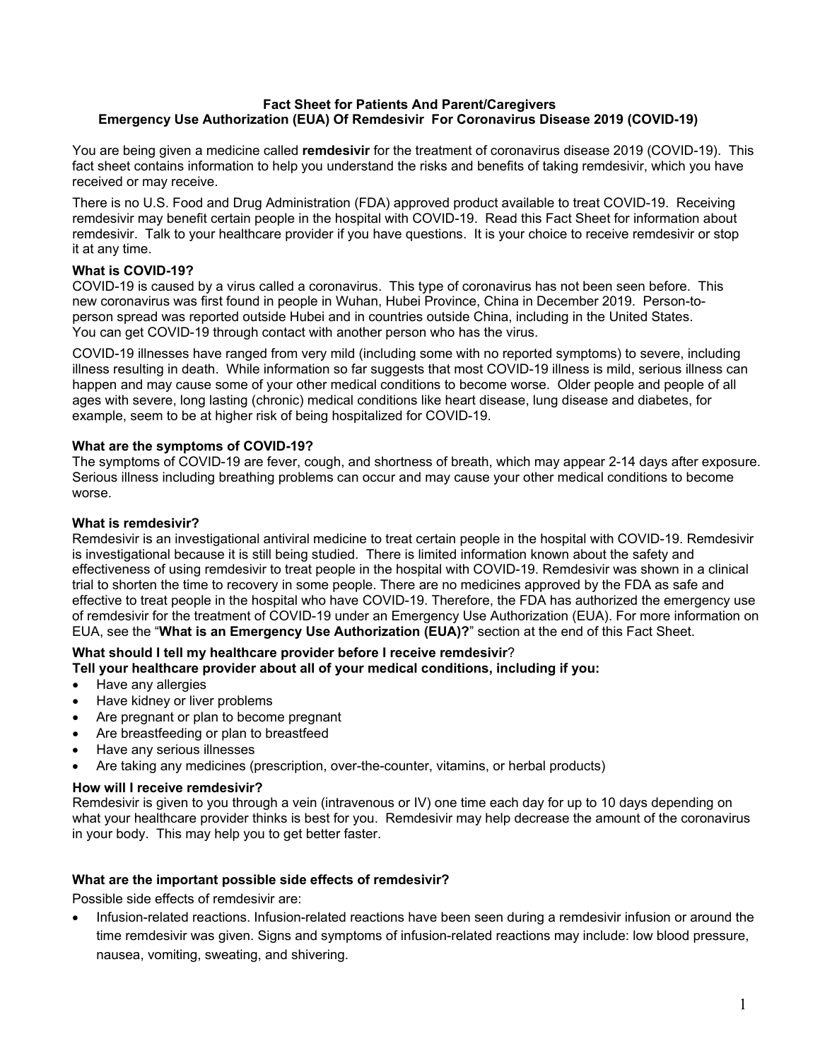# Fact Sheet for Patients And Parent/Caregivers
## Emergency Use Authorization (EUA) Of Remdesivir For Coronavirus Disease 2019 (COVID-19)

You are being given a medicine called **remdesivir** for the treatment of coronavirus disease 2019 (COVID-19). This fact sheet contains information to help you understand the risks and benefits of taking remdesivir, which you have received or may receive.

There is no U.S. Food and Drug Administration (FDA) approved product available to treat COVID-19. Receiving remdesivir may benefit certain people in the hospital with COVID-19. Read this Fact Sheet for information about remdesivir. Talk to your healthcare provider if you have questions. It is your choice to receive remdesivir or stop it at any time.

**What is COVID-19?**

COVID-19 is caused by a virus called a coronavirus. This type of coronavirus has not been seen before. This new coronavirus was first found in people in Wuhan, Hubei Province, China in December 2019. Person-to-person spread was reported outside Hubei and in countries outside China, including in the United States. You can get COVID-19 through contact with another person who has the virus.

COVID-19 illnesses have ranged from very mild (including some with no reported symptoms) to severe, including illness resulting in death. While information so far suggests that most COVID-19 illness is mild, serious illness can happen and may cause some of your other medical conditions to become worse. Older people and people of all ages with severe, long lasting (chronic) medical conditions like heart disease, lung disease and diabetes, for example, seem to be at higher risk of being hospitalized for COVID-19.

**What are the symptoms of COVID-19?**

The symptoms of COVID-19 are fever, cough, and shortness of breath, which may appear 2-14 days after exposure. Serious illness including breathing problems can occur and may cause your other medical conditions to become worse.

**What is remdesivir?**

Remdesivir is an investigational antiviral medicine to treat certain people in the hospital with COVID-19. Remdesivir is investigational because it is still being studied. There is limited information known about the safety and effectiveness of using remdesivir to treat people in the hospital with COVID-19. Remdesivir was shown in a clinical trial to shorten the time to recovery in some people. There are no medicines approved by the FDA as safe and effective to treat people in the hospital who have COVID-19. Therefore, the FDA has authorized the emergency use of remdesivir for the treatment of COVID-19 under an Emergency Use Authorization (EUA). For more information on EUA, see the "**What is an Emergency Use Authorization (EUA)?**" section at the end of this Fact Sheet.

**What should I tell my healthcare provider before I receive remdesivir?**

**Tell your healthcare provider about all of your medical conditions, including if you:**

- Have any allergies
- Have kidney or liver problems
- Are pregnant or plan to become pregnant
- Are breastfeeding or plan to breastfeed
- Have any serious illnesses
- Are taking any medicines (prescription, over-the-counter, vitamins, or herbal products)

**How will I receive remdesivir?**

Remdesivir is given to you through a vein (intravenous or IV) one time each day for up to 10 days depending on what your healthcare provider thinks is best for you. Remdesivir may help decrease the amount of the coronavirus in your body. This may help you to get better faster.

**What are the important possible side effects of remdesivir?**

Possible side effects of remdesivir are:

- Infusion-related reactions. Infusion-related reactions have been seen during a remdesivir infusion or around the time remdesivir was given. Signs and symptoms of infusion-related reactions may include: low blood pressure, nausea, vomiting, sweating, and shivering.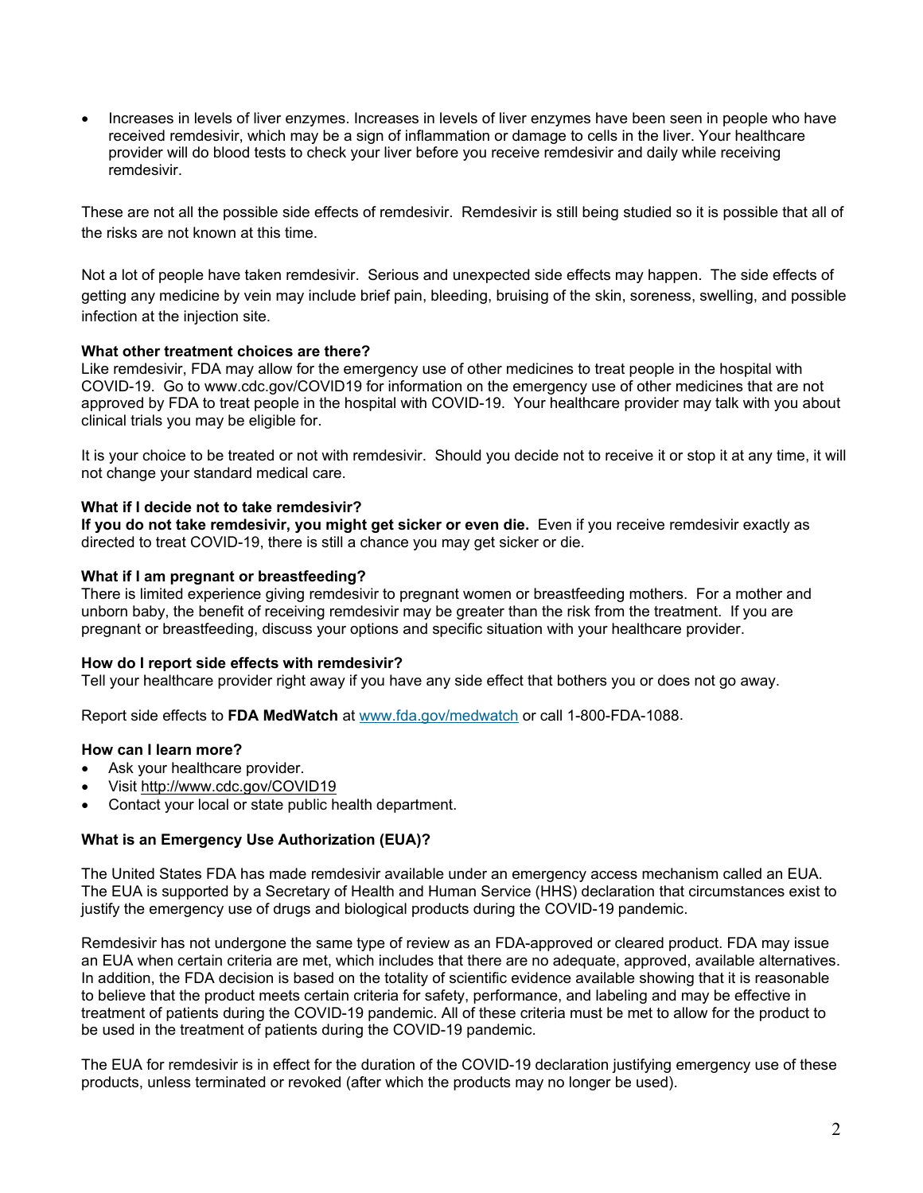- Increases in levels of liver enzymes. Increases in levels of liver enzymes have been seen in people who have received remdesivir, which may be a sign of inflammation or damage to cells in the liver. Your healthcare provider will do blood tests to check your liver before you receive remdesivir and daily while receiving remdesivir.

These are not all the possible side effects of remdesivir. Remdesivir is still being studied so it is possible that all of the risks are not known at this time.

Not a lot of people have taken remdesivir. Serious and unexpected side effects may happen. The side effects of getting any medicine by vein may include brief pain, bleeding, bruising of the skin, soreness, swelling, and possible infection at the injection site.

**What other treatment choices are there?**
Like remdesivir, FDA may allow for the emergency use of other medicines to treat people in the hospital with COVID-19. Go to www.cdc.gov/COVID19 for information on the emergency use of other medicines that are not approved by FDA to treat people in the hospital with COVID-19. Your healthcare provider may talk with you about clinical trials you may be eligible for.

It is your choice to be treated or not with remdesivir. Should you decide not to receive it or stop it at any time, it will not change your standard medical care.

**What if I decide not to take remdesivir?**
**If you do not take remdesivir, you might get sicker or even die.** Even if you receive remdesivir exactly as directed to treat COVID-19, there is still a chance you may get sicker or die.

**What if I am pregnant or breastfeeding?**
There is limited experience giving remdesivir to pregnant women or breastfeeding mothers. For a mother and unborn baby, the benefit of receiving remdesivir may be greater than the risk from the treatment. If you are pregnant or breastfeeding, discuss your options and specific situation with your healthcare provider.

**How do I report side effects with remdesivir?**
Tell your healthcare provider right away if you have any side effect that bothers you or does not go away.

Report side effects to **FDA MedWatch** at www.fda.gov/medwatch or call 1-800-FDA-1088.

**How can I learn more?**
- Ask your healthcare provider.
- Visit http://www.cdc.gov/COVID19
- Contact your local or state public health department.

**What is an Emergency Use Authorization (EUA)?**

The United States FDA has made remdesivir available under an emergency access mechanism called an EUA. The EUA is supported by a Secretary of Health and Human Service (HHS) declaration that circumstances exist to justify the emergency use of drugs and biological products during the COVID-19 pandemic.

Remdesivir has not undergone the same type of review as an FDA-approved or cleared product. FDA may issue an EUA when certain criteria are met, which includes that there are no adequate, approved, available alternatives. In addition, the FDA decision is based on the totality of scientific evidence available showing that it is reasonable to believe that the product meets certain criteria for safety, performance, and labeling and may be effective in treatment of patients during the COVID-19 pandemic. All of these criteria must be met to allow for the product to be used in the treatment of patients during the COVID-19 pandemic.

The EUA for remdesivir is in effect for the duration of the COVID-19 declaration justifying emergency use of these products, unless terminated or revoked (after which the products may no longer be used).